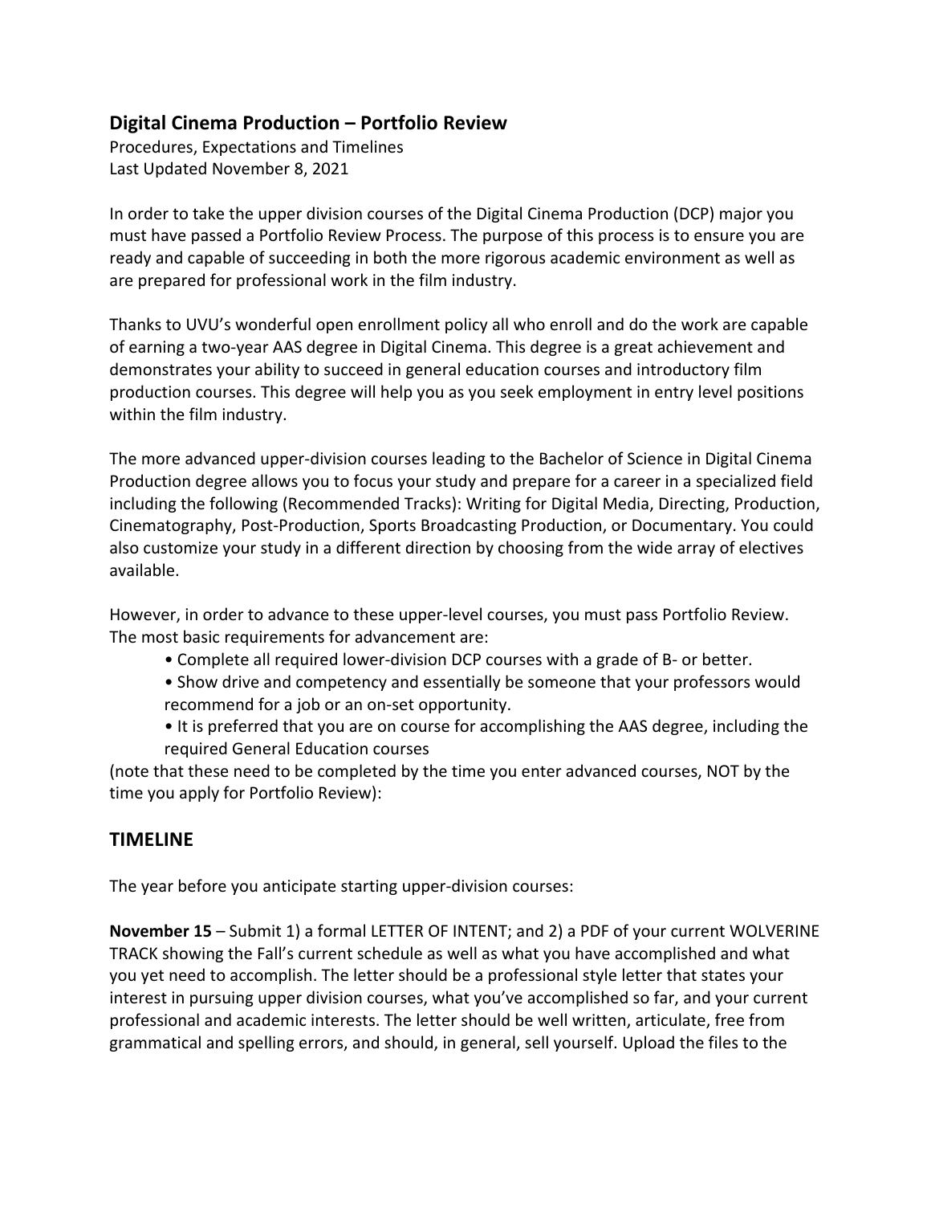## Digital Cinema Production – Portfolio Review

Procedures, Expectations and Timelines
Last Updated November 8, 2021

In order to take the upper division courses of the Digital Cinema Production (DCP) major you must have passed a Portfolio Review Process. The purpose of this process is to ensure you are ready and capable of succeeding in both the more rigorous academic environment as well as are prepared for professional work in the film industry.

Thanks to UVU's wonderful open enrollment policy all who enroll and do the work are capable of earning a two-year AAS degree in Digital Cinema. This degree is a great achievement and demonstrates your ability to succeed in general education courses and introductory film production courses. This degree will help you as you seek employment in entry level positions within the film industry.

The more advanced upper-division courses leading to the Bachelor of Science in Digital Cinema Production degree allows you to focus your study and prepare for a career in a specialized field including the following (Recommended Tracks): Writing for Digital Media, Directing, Production, Cinematography, Post-Production, Sports Broadcasting Production, or Documentary. You could also customize your study in a different direction by choosing from the wide array of electives available.

However, in order to advance to these upper-level courses, you must pass Portfolio Review. The most basic requirements for advancement are:

- Complete all required lower-division DCP courses with a grade of B- or better.
- Show drive and competency and essentially be someone that your professors would recommend for a job or an on-set opportunity.
- It is preferred that you are on course for accomplishing the AAS degree, including the required General Education courses

(note that these need to be completed by the time you enter advanced courses, NOT by the time you apply for Portfolio Review):

## TIMELINE

The year before you anticipate starting upper-division courses:

**November 15** – Submit 1) a formal LETTER OF INTENT; and 2) a PDF of your current WOLVERINE TRACK showing the Fall's current schedule as well as what you have accomplished and what you yet need to accomplish. The letter should be a professional style letter that states your interest in pursuing upper division courses, what you've accomplished so far, and your current professional and academic interests. The letter should be well written, articulate, free from grammatical and spelling errors, and should, in general, sell yourself. Upload the files to the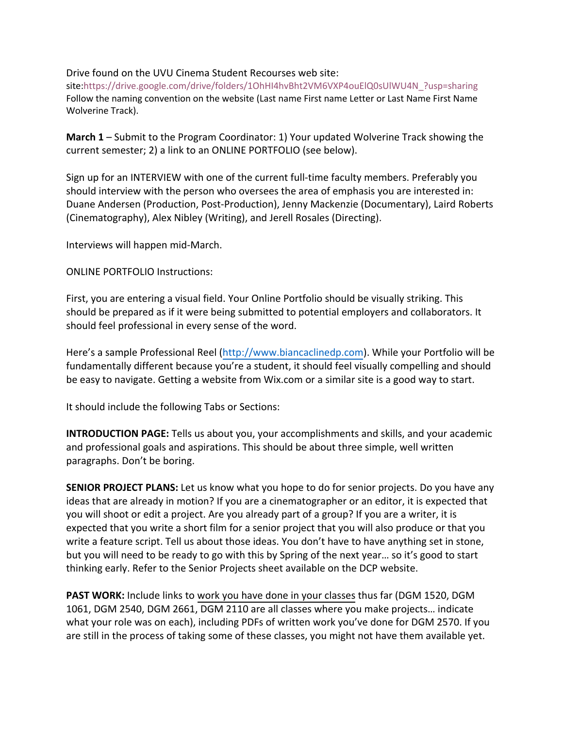Drive found on the UVU Cinema Student Recourses web site: site:https://drive.google.com/drive/folders/1OhHI4hvBht2VM6VXP4ouEIQ0sUlWU4N_?usp=sharing
Follow the naming convention on the website (Last name First name Letter or Last Name First Name Wolverine Track).

**March 1** – Submit to the Program Coordinator: 1) Your updated Wolverine Track showing the current semester; 2) a link to an ONLINE PORTFOLIO (see below).

Sign up for an INTERVIEW with one of the current full-time faculty members. Preferably you should interview with the person who oversees the area of emphasis you are interested in: Duane Andersen (Production, Post-Production), Jenny Mackenzie (Documentary), Laird Roberts (Cinematography), Alex Nibley (Writing), and Jerell Rosales (Directing).

Interviews will happen mid-March.

ONLINE PORTFOLIO Instructions:

First, you are entering a visual field. Your Online Portfolio should be visually striking. This should be prepared as if it were being submitted to potential employers and collaborators. It should feel professional in every sense of the word.

Here's a sample Professional Reel (http://www.biancaclinedp.com). While your Portfolio will be fundamentally different because you're a student, it should feel visually compelling and should be easy to navigate. Getting a website from Wix.com or a similar site is a good way to start.

It should include the following Tabs or Sections:

**INTRODUCTION PAGE:** Tells us about you, your accomplishments and skills, and your academic and professional goals and aspirations. This should be about three simple, well written paragraphs. Don't be boring.

**SENIOR PROJECT PLANS:** Let us know what you hope to do for senior projects. Do you have any ideas that are already in motion? If you are a cinematographer or an editor, it is expected that you will shoot or edit a project. Are you already part of a group? If you are a writer, it is expected that you write a short film for a senior project that you will also produce or that you write a feature script. Tell us about those ideas. You don't have to have anything set in stone, but you will need to be ready to go with this by Spring of the next year… so it's good to start thinking early. Refer to the Senior Projects sheet available on the DCP website.

**PAST WORK:** Include links to work you have done in your classes thus far (DGM 1520, DGM 1061, DGM 2540, DGM 2661, DGM 2110 are all classes where you make projects… indicate what your role was on each), including PDFs of written work you've done for DGM 2570. If you are still in the process of taking some of these classes, you might not have them available yet.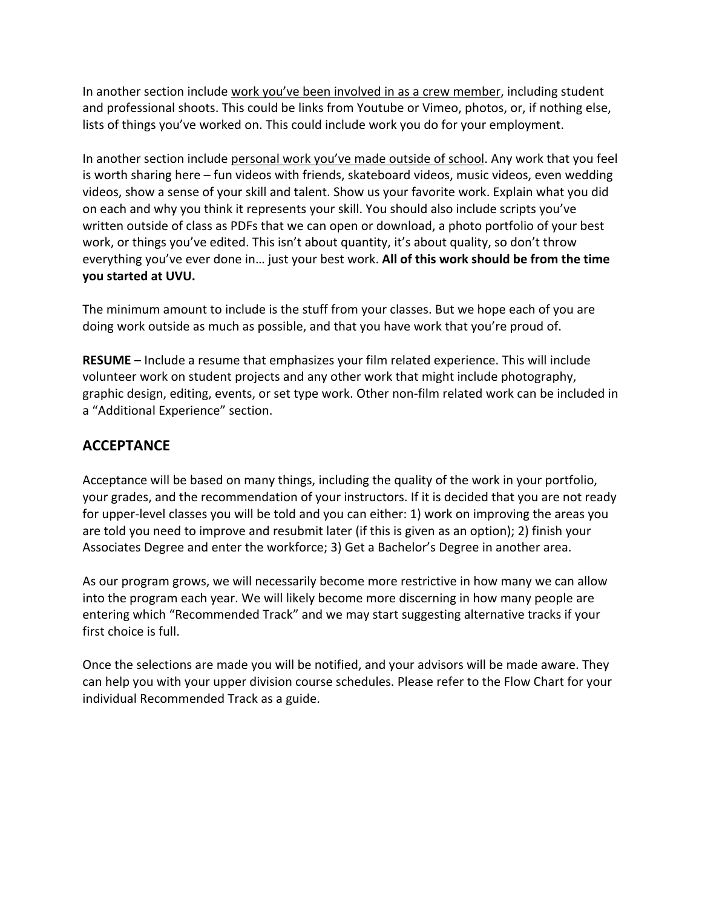In another section include <u>work you've been involved in as a crew member</u>, including student and professional shoots. This could be links from Youtube or Vimeo, photos, or, if nothing else, lists of things you've worked on. This could include work you do for your employment.

In another section include <u>personal work you've made outside of school</u>. Any work that you feel is worth sharing here – fun videos with friends, skateboard videos, music videos, even wedding videos, show a sense of your skill and talent. Show us your favorite work. Explain what you did on each and why you think it represents your skill. You should also include scripts you've written outside of class as PDFs that we can open or download, a photo portfolio of your best work, or things you've edited. This isn't about quantity, it's about quality, so don't throw everything you've ever done in… just your best work. **All of this work should be from the time you started at UVU.**

The minimum amount to include is the stuff from your classes. But we hope each of you are doing work outside as much as possible, and that you have work that you're proud of.

**RESUME** – Include a resume that emphasizes your film related experience. This will include volunteer work on student projects and any other work that might include photography, graphic design, editing, events, or set type work. Other non-film related work can be included in a "Additional Experience" section.

## ACCEPTANCE

Acceptance will be based on many things, including the quality of the work in your portfolio, your grades, and the recommendation of your instructors. If it is decided that you are not ready for upper-level classes you will be told and you can either: 1) work on improving the areas you are told you need to improve and resubmit later (if this is given as an option); 2) finish your Associates Degree and enter the workforce; 3) Get a Bachelor's Degree in another area.

As our program grows, we will necessarily become more restrictive in how many we can allow into the program each year. We will likely become more discerning in how many people are entering which "Recommended Track" and we may start suggesting alternative tracks if your first choice is full.

Once the selections are made you will be notified, and your advisors will be made aware. They can help you with your upper division course schedules. Please refer to the Flow Chart for your individual Recommended Track as a guide.